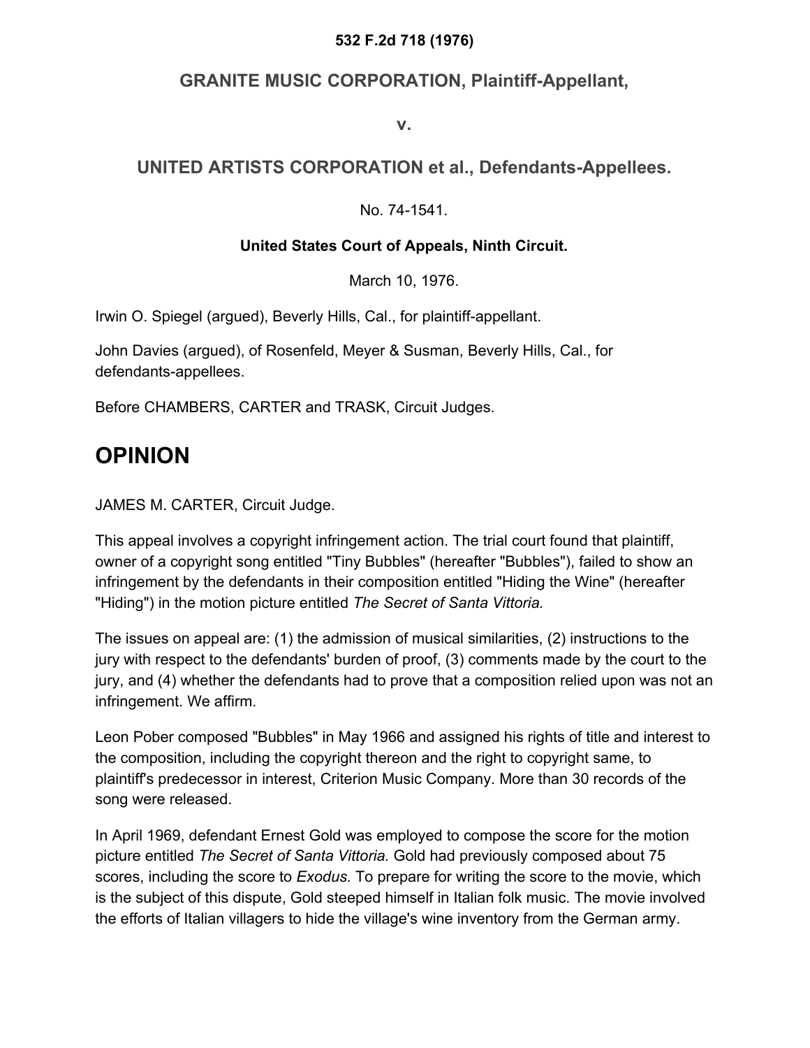**532 F.2d 718 (1976)**

## GRANITE MUSIC CORPORATION, Plaintiff-Appellant,

**v.**

## UNITED ARTISTS CORPORATION et al., Defendants-Appellees.

No. 74-1541.

**United States Court of Appeals, Ninth Circuit.**

March 10, 1976.

Irwin O. Spiegel (argued), Beverly Hills, Cal., for plaintiff-appellant.

John Davies (argued), of Rosenfeld, Meyer & Susman, Beverly Hills, Cal., for defendants-appellees.

Before CHAMBERS, CARTER and TRASK, Circuit Judges.

# OPINION

JAMES M. CARTER, Circuit Judge.

This appeal involves a copyright infringement action. The trial court found that plaintiff, owner of a copyright song entitled "Tiny Bubbles" (hereafter "Bubbles"), failed to show an infringement by the defendants in their composition entitled "Hiding the Wine" (hereafter "Hiding") in the motion picture entitled *The Secret of Santa Vittoria.*

The issues on appeal are: (1) the admission of musical similarities, (2) instructions to the jury with respect to the defendants' burden of proof, (3) comments made by the court to the jury, and (4) whether the defendants had to prove that a composition relied upon was not an infringement. We affirm.

Leon Pober composed "Bubbles" in May 1966 and assigned his rights of title and interest to the composition, including the copyright thereon and the right to copyright same, to plaintiff's predecessor in interest, Criterion Music Company. More than 30 records of the song were released.

In April 1969, defendant Ernest Gold was employed to compose the score for the motion picture entitled *The Secret of Santa Vittoria.* Gold had previously composed about 75 scores, including the score to *Exodus.* To prepare for writing the score to the movie, which is the subject of this dispute, Gold steeped himself in Italian folk music. The movie involved the efforts of Italian villagers to hide the village's wine inventory from the German army.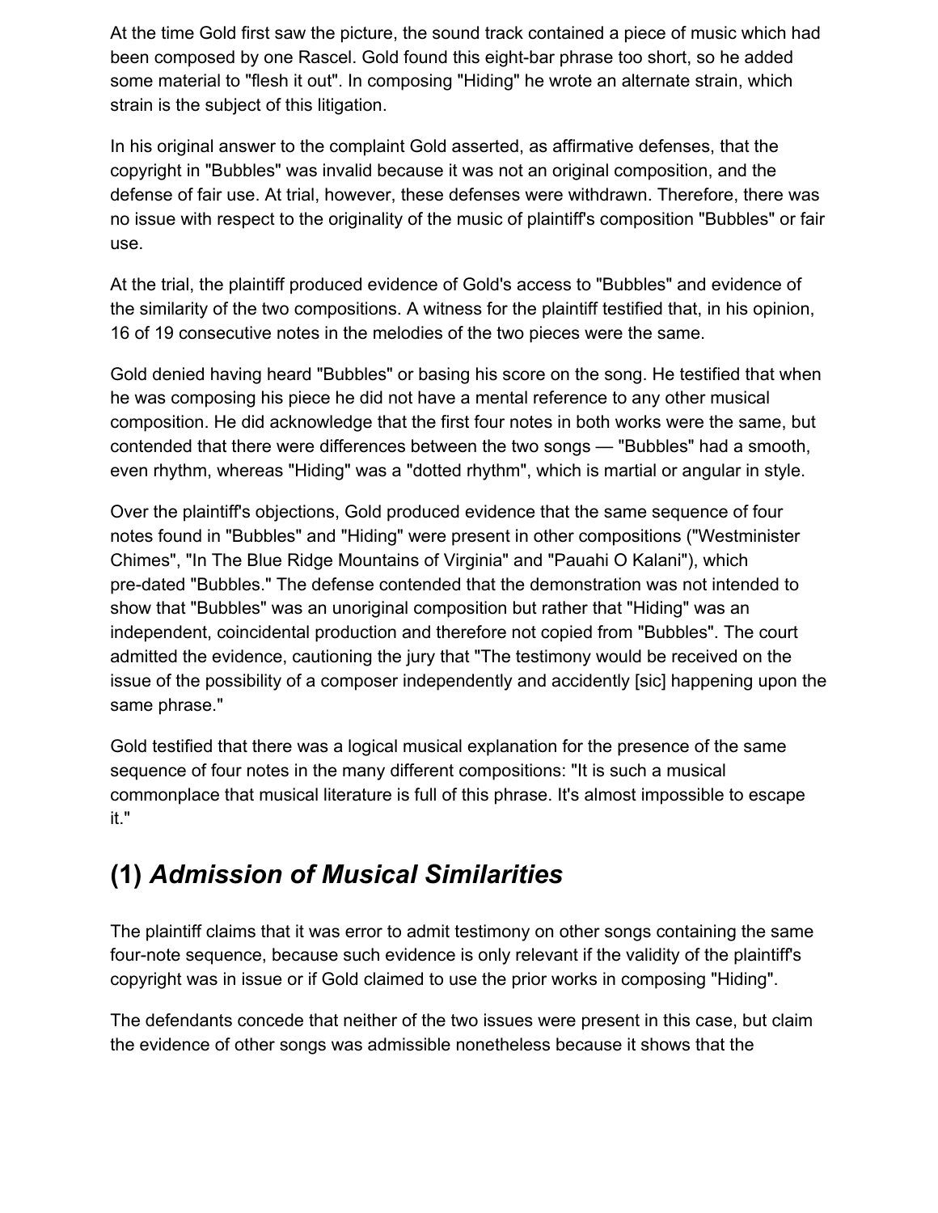At the time Gold first saw the picture, the sound track contained a piece of music which had been composed by one Rascel. Gold found this eight-bar phrase too short, so he added some material to "flesh it out". In composing "Hiding" he wrote an alternate strain, which strain is the subject of this litigation.

In his original answer to the complaint Gold asserted, as affirmative defenses, that the copyright in "Bubbles" was invalid because it was not an original composition, and the defense of fair use. At trial, however, these defenses were withdrawn. Therefore, there was no issue with respect to the originality of the music of plaintiff's composition "Bubbles" or fair use.

At the trial, the plaintiff produced evidence of Gold's access to "Bubbles" and evidence of the similarity of the two compositions. A witness for the plaintiff testified that, in his opinion, 16 of 19 consecutive notes in the melodies of the two pieces were the same.

Gold denied having heard "Bubbles" or basing his score on the song. He testified that when he was composing his piece he did not have a mental reference to any other musical composition. He did acknowledge that the first four notes in both works were the same, but contended that there were differences between the two songs — "Bubbles" had a smooth, even rhythm, whereas "Hiding" was a "dotted rhythm", which is martial or angular in style.

Over the plaintiff's objections, Gold produced evidence that the same sequence of four notes found in "Bubbles" and "Hiding" were present in other compositions ("Westminister Chimes", "In The Blue Ridge Mountains of Virginia" and "Pauahi O Kalani"), which pre-dated "Bubbles." The defense contended that the demonstration was not intended to show that "Bubbles" was an unoriginal composition but rather that "Hiding" was an independent, coincidental production and therefore not copied from "Bubbles". The court admitted the evidence, cautioning the jury that "The testimony would be received on the issue of the possibility of a composer independently and accidently [sic] happening upon the same phrase."

Gold testified that there was a logical musical explanation for the presence of the same sequence of four notes in the many different compositions: "It is such a musical commonplace that musical literature is full of this phrase. It's almost impossible to escape it."

## (1) *Admission of Musical Similarities*

The plaintiff claims that it was error to admit testimony on other songs containing the same four-note sequence, because such evidence is only relevant if the validity of the plaintiff's copyright was in issue or if Gold claimed to use the prior works in composing "Hiding".

The defendants concede that neither of the two issues were present in this case, but claim the evidence of other songs was admissible nonetheless because it shows that the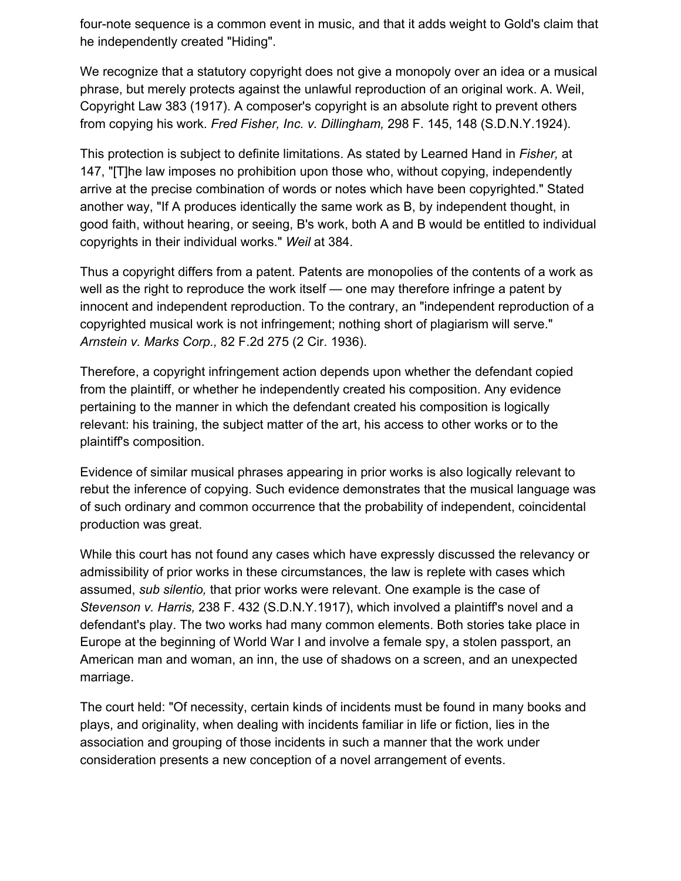four-note sequence is a common event in music, and that it adds weight to Gold's claim that he independently created "Hiding".

We recognize that a statutory copyright does not give a monopoly over an idea or a musical phrase, but merely protects against the unlawful reproduction of an original work. A. Weil, Copyright Law 383 (1917). A composer's copyright is an absolute right to prevent others from copying his work. *Fred Fisher, Inc. v. Dillingham,* 298 F. 145, 148 (S.D.N.Y.1924).

This protection is subject to definite limitations. As stated by Learned Hand in *Fisher,* at 147, "[T]he law imposes no prohibition upon those who, without copying, independently arrive at the precise combination of words or notes which have been copyrighted." Stated another way, "If A produces identically the same work as B, by independent thought, in good faith, without hearing, or seeing, B's work, both A and B would be entitled to individual copyrights in their individual works." *Weil* at 384.

Thus a copyright differs from a patent. Patents are monopolies of the contents of a work as well as the right to reproduce the work itself — one may therefore infringe a patent by innocent and independent reproduction. To the contrary, an "independent reproduction of a copyrighted musical work is not infringement; nothing short of plagiarism will serve." *Arnstein v. Marks Corp.,* 82 F.2d 275 (2 Cir. 1936).

Therefore, a copyright infringement action depends upon whether the defendant copied from the plaintiff, or whether he independently created his composition. Any evidence pertaining to the manner in which the defendant created his composition is logically relevant: his training, the subject matter of the art, his access to other works or to the plaintiff's composition.

Evidence of similar musical phrases appearing in prior works is also logically relevant to rebut the inference of copying. Such evidence demonstrates that the musical language was of such ordinary and common occurrence that the probability of independent, coincidental production was great.

While this court has not found any cases which have expressly discussed the relevancy or admissibility of prior works in these circumstances, the law is replete with cases which assumed, *sub silentio,* that prior works were relevant. One example is the case of *Stevenson v. Harris,* 238 F. 432 (S.D.N.Y.1917), which involved a plaintiff's novel and a defendant's play. The two works had many common elements. Both stories take place in Europe at the beginning of World War I and involve a female spy, a stolen passport, an American man and woman, an inn, the use of shadows on a screen, and an unexpected marriage.

The court held: "Of necessity, certain kinds of incidents must be found in many books and plays, and originality, when dealing with incidents familiar in life or fiction, lies in the association and grouping of those incidents in such a manner that the work under consideration presents a new conception of a novel arrangement of events.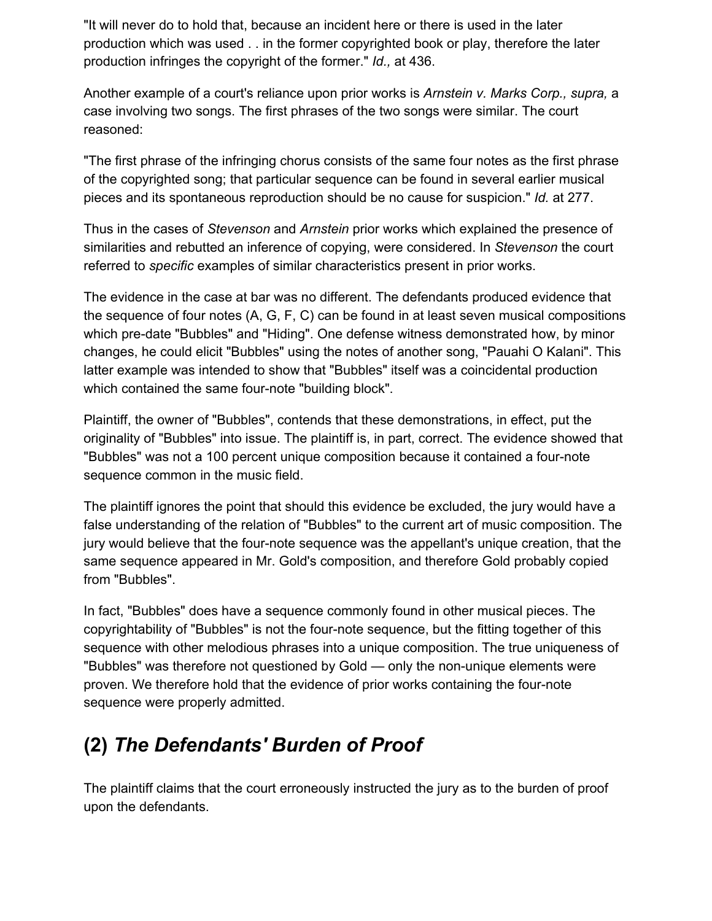"It will never do to hold that, because an incident here or there is used in the later production which was used . . in the former copyrighted book or play, therefore the later production infringes the copyright of the former." *Id.,* at 436.

Another example of a court's reliance upon prior works is *Arnstein v. Marks Corp., supra,* a case involving two songs. The first phrases of the two songs were similar. The court reasoned:

"The first phrase of the infringing chorus consists of the same four notes as the first phrase of the copyrighted song; that particular sequence can be found in several earlier musical pieces and its spontaneous reproduction should be no cause for suspicion." *Id.* at 277.

Thus in the cases of *Stevenson* and *Arnstein* prior works which explained the presence of similarities and rebutted an inference of copying, were considered. In *Stevenson* the court referred to *specific* examples of similar characteristics present in prior works.

The evidence in the case at bar was no different. The defendants produced evidence that the sequence of four notes (A, G, F, C) can be found in at least seven musical compositions which pre-date "Bubbles" and "Hiding". One defense witness demonstrated how, by minor changes, he could elicit "Bubbles" using the notes of another song, "Pauahi O Kalani". This latter example was intended to show that "Bubbles" itself was a coincidental production which contained the same four-note "building block".

Plaintiff, the owner of "Bubbles", contends that these demonstrations, in effect, put the originality of "Bubbles" into issue. The plaintiff is, in part, correct. The evidence showed that "Bubbles" was not a 100 percent unique composition because it contained a four-note sequence common in the music field.

The plaintiff ignores the point that should this evidence be excluded, the jury would have a false understanding of the relation of "Bubbles" to the current art of music composition. The jury would believe that the four-note sequence was the appellant's unique creation, that the same sequence appeared in Mr. Gold's composition, and therefore Gold probably copied from "Bubbles".

In fact, "Bubbles" does have a sequence commonly found in other musical pieces. The copyrightability of "Bubbles" is not the four-note sequence, but the fitting together of this sequence with other melodious phrases into a unique composition. The true uniqueness of "Bubbles" was therefore not questioned by Gold — only the non-unique elements were proven. We therefore hold that the evidence of prior works containing the four-note sequence were properly admitted.

## (2) *The Defendants' Burden of Proof*

The plaintiff claims that the court erroneously instructed the jury as to the burden of proof upon the defendants.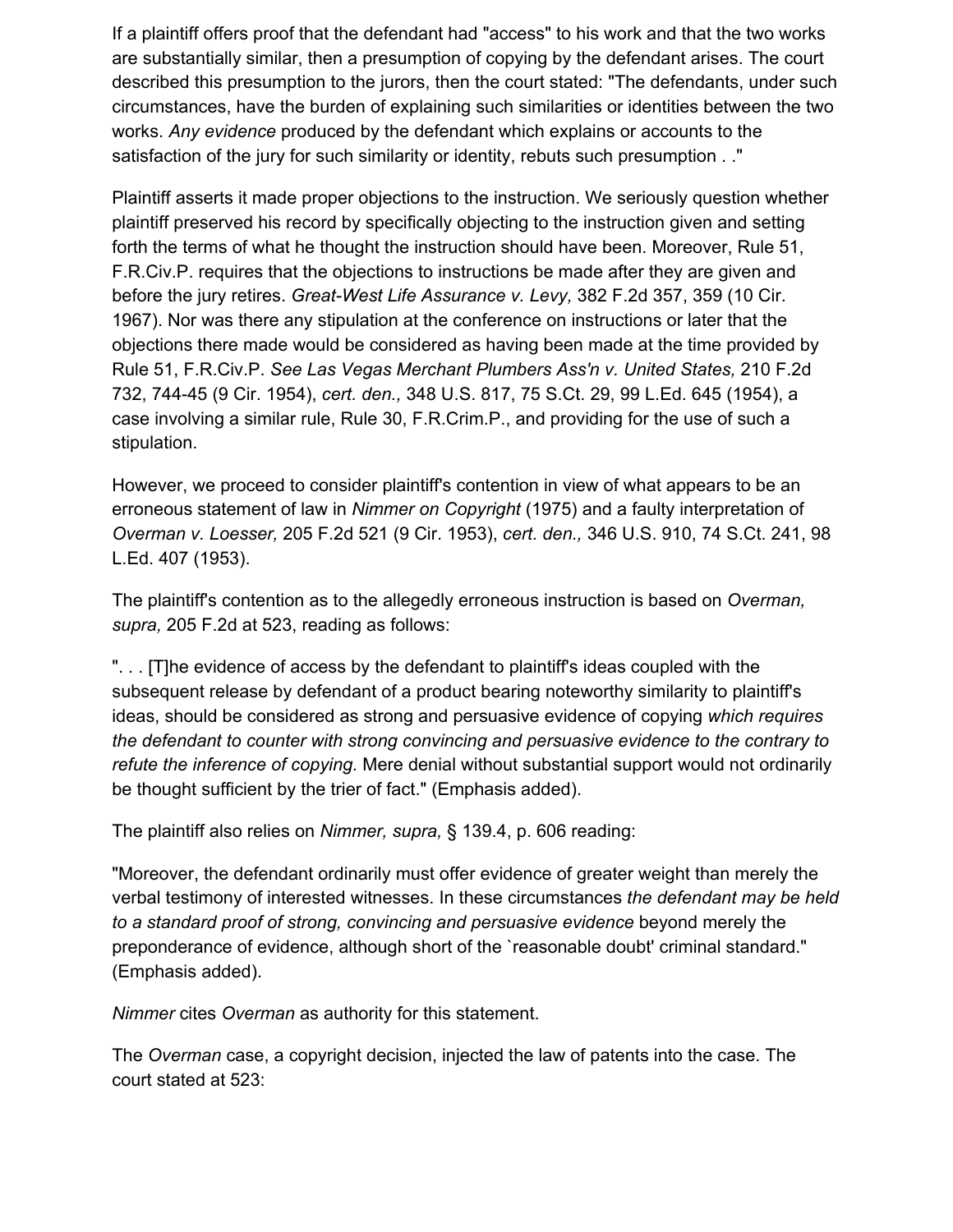If a plaintiff offers proof that the defendant had "access" to his work and that the two works are substantially similar, then a presumption of copying by the defendant arises. The court described this presumption to the jurors, then the court stated: "The defendants, under such circumstances, have the burden of explaining such similarities or identities between the two works. *Any evidence* produced by the defendant which explains or accounts to the satisfaction of the jury for such similarity or identity, rebuts such presumption . ."

Plaintiff asserts it made proper objections to the instruction. We seriously question whether plaintiff preserved his record by specifically objecting to the instruction given and setting forth the terms of what he thought the instruction should have been. Moreover, Rule 51, F.R.Civ.P. requires that the objections to instructions be made after they are given and before the jury retires. *Great-West Life Assurance v. Levy,* 382 F.2d 357, 359 (10 Cir. 1967). Nor was there any stipulation at the conference on instructions or later that the objections there made would be considered as having been made at the time provided by Rule 51, F.R.Civ.P. *See Las Vegas Merchant Plumbers Ass'n v. United States,* 210 F.2d 732, 744-45 (9 Cir. 1954), *cert. den.,* 348 U.S. 817, 75 S.Ct. 29, 99 L.Ed. 645 (1954), a case involving a similar rule, Rule 30, F.R.Crim.P., and providing for the use of such a stipulation.

However, we proceed to consider plaintiff's contention in view of what appears to be an erroneous statement of law in *Nimmer on Copyright* (1975) and a faulty interpretation of *Overman v. Loesser,* 205 F.2d 521 (9 Cir. 1953), *cert. den.,* 346 U.S. 910, 74 S.Ct. 241, 98 L.Ed. 407 (1953).

The plaintiff's contention as to the allegedly erroneous instruction is based on *Overman, supra,* 205 F.2d at 523, reading as follows:

". . . [T]he evidence of access by the defendant to plaintiff's ideas coupled with the subsequent release by defendant of a product bearing noteworthy similarity to plaintiff's ideas, should be considered as strong and persuasive evidence of copying *which requires the defendant to counter with strong convincing and persuasive evidence to the contrary to refute the inference of copying.* Mere denial without substantial support would not ordinarily be thought sufficient by the trier of fact." (Emphasis added).

The plaintiff also relies on *Nimmer, supra,* § 139.4, p. 606 reading:

"Moreover, the defendant ordinarily must offer evidence of greater weight than merely the verbal testimony of interested witnesses. In these circumstances *the defendant may be held to a standard proof of strong, convincing and persuasive evidence* beyond merely the preponderance of evidence, although short of the `reasonable doubt' criminal standard." (Emphasis added).

*Nimmer* cites *Overman* as authority for this statement.

The *Overman* case, a copyright decision, injected the law of patents into the case. The court stated at 523: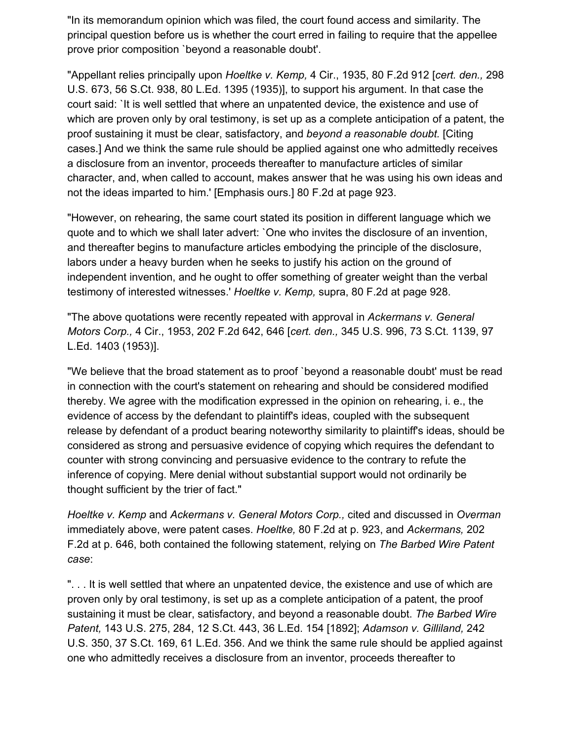"In its memorandum opinion which was filed, the court found access and similarity. The principal question before us is whether the court erred in failing to require that the appellee prove prior composition `beyond a reasonable doubt'.

"Appellant relies principally upon *Hoeltke v. Kemp,* 4 Cir., 1935, 80 F.2d 912 [*cert. den.,* 298 U.S. 673, 56 S.Ct. 938, 80 L.Ed. 1395 (1935)], to support his argument. In that case the court said: `It is well settled that where an unpatented device, the existence and use of which are proven only by oral testimony, is set up as a complete anticipation of a patent, the proof sustaining it must be clear, satisfactory, and *beyond a reasonable doubt.* [Citing cases.] And we think the same rule should be applied against one who admittedly receives a disclosure from an inventor, proceeds thereafter to manufacture articles of similar character, and, when called to account, makes answer that he was using his own ideas and not the ideas imparted to him.' [Emphasis ours.] 80 F.2d at page 923.

"However, on rehearing, the same court stated its position in different language which we quote and to which we shall later advert: `One who invites the disclosure of an invention, and thereafter begins to manufacture articles embodying the principle of the disclosure, labors under a heavy burden when he seeks to justify his action on the ground of independent invention, and he ought to offer something of greater weight than the verbal testimony of interested witnesses.' *Hoeltke v. Kemp,* supra, 80 F.2d at page 928.

"The above quotations were recently repeated with approval in *Ackermans v. General Motors Corp.,* 4 Cir., 1953, 202 F.2d 642, 646 [*cert. den.,* 345 U.S. 996, 73 S.Ct. 1139, 97 L.Ed. 1403 (1953)].

"We believe that the broad statement as to proof `beyond a reasonable doubt' must be read in connection with the court's statement on rehearing and should be considered modified thereby. We agree with the modification expressed in the opinion on rehearing, i. e., the evidence of access by the defendant to plaintiff's ideas, coupled with the subsequent release by defendant of a product bearing noteworthy similarity to plaintiff's ideas, should be considered as strong and persuasive evidence of copying which requires the defendant to counter with strong convincing and persuasive evidence to the contrary to refute the inference of copying. Mere denial without substantial support would not ordinarily be thought sufficient by the trier of fact."

*Hoeltke v. Kemp* and *Ackermans v. General Motors Corp.,* cited and discussed in *Overman* immediately above, were patent cases. *Hoeltke,* 80 F.2d at p. 923, and *Ackermans,* 202 F.2d at p. 646, both contained the following statement, relying on *The Barbed Wire Patent case*:

". . . It is well settled that where an unpatented device, the existence and use of which are proven only by oral testimony, is set up as a complete anticipation of a patent, the proof sustaining it must be clear, satisfactory, and beyond a reasonable doubt. *The Barbed Wire Patent,* 143 U.S. 275, 284, 12 S.Ct. 443, 36 L.Ed. 154 [1892]; *Adamson v. Gilliland,* 242 U.S. 350, 37 S.Ct. 169, 61 L.Ed. 356. And we think the same rule should be applied against one who admittedly receives a disclosure from an inventor, proceeds thereafter to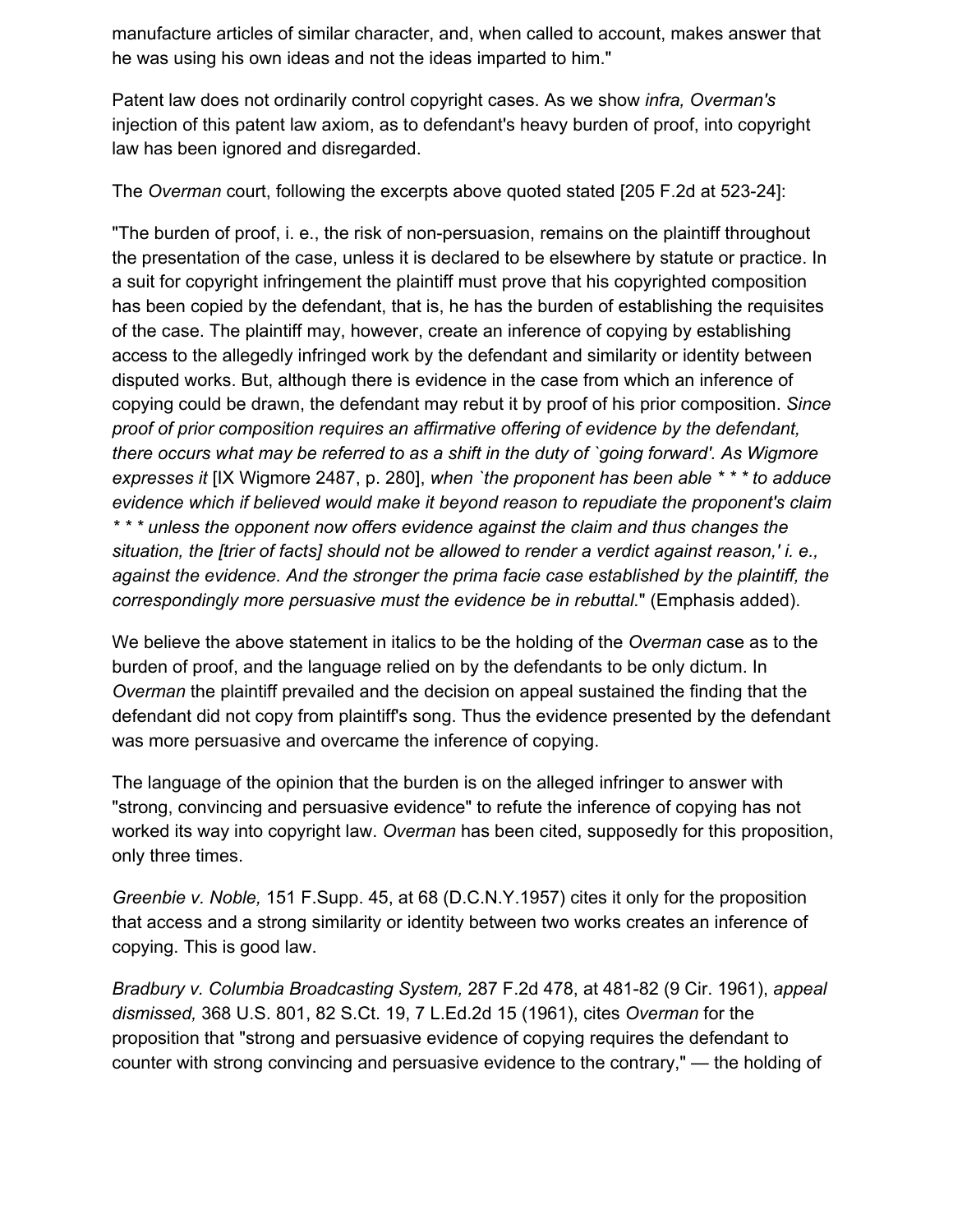manufacture articles of similar character, and, when called to account, makes answer that he was using his own ideas and not the ideas imparted to him."

Patent law does not ordinarily control copyright cases. As we show *infra, Overman's* injection of this patent law axiom, as to defendant's heavy burden of proof, into copyright law has been ignored and disregarded.

The *Overman* court, following the excerpts above quoted stated [205 F.2d at 523-24]:

"The burden of proof, i. e., the risk of non-persuasion, remains on the plaintiff throughout the presentation of the case, unless it is declared to be elsewhere by statute or practice. In a suit for copyright infringement the plaintiff must prove that his copyrighted composition has been copied by the defendant, that is, he has the burden of establishing the requisites of the case. The plaintiff may, however, create an inference of copying by establishing access to the allegedly infringed work by the defendant and similarity or identity between disputed works. But, although there is evidence in the case from which an inference of copying could be drawn, the defendant may rebut it by proof of his prior composition. *Since proof of prior composition requires an affirmative offering of evidence by the defendant, there occurs what may be referred to as a shift in the duty of `going forward'. As Wigmore expresses it* [IX Wigmore 2487, p. 280], *when `the proponent has been able * * * to adduce evidence which if believed would make it beyond reason to repudiate the proponent's claim * * * unless the opponent now offers evidence against the claim and thus changes the situation, the [trier of facts] should not be allowed to render a verdict against reason,' i. e., against the evidence. And the stronger the prima facie case established by the plaintiff, the correspondingly more persuasive must the evidence be in rebuttal.*" (Emphasis added).

We believe the above statement in italics to be the holding of the *Overman* case as to the burden of proof, and the language relied on by the defendants to be only dictum. In *Overman* the plaintiff prevailed and the decision on appeal sustained the finding that the defendant did not copy from plaintiff's song. Thus the evidence presented by the defendant was more persuasive and overcame the inference of copying.

The language of the opinion that the burden is on the alleged infringer to answer with "strong, convincing and persuasive evidence" to refute the inference of copying has not worked its way into copyright law. *Overman* has been cited, supposedly for this proposition, only three times.

*Greenbie v. Noble,* 151 F.Supp. 45, at 68 (D.C.N.Y.1957) cites it only for the proposition that access and a strong similarity or identity between two works creates an inference of copying. This is good law.

*Bradbury v. Columbia Broadcasting System,* 287 F.2d 478, at 481-82 (9 Cir. 1961), *appeal dismissed,* 368 U.S. 801, 82 S.Ct. 19, 7 L.Ed.2d 15 (1961), cites *Overman* for the proposition that "strong and persuasive evidence of copying requires the defendant to counter with strong convincing and persuasive evidence to the contrary," — the holding of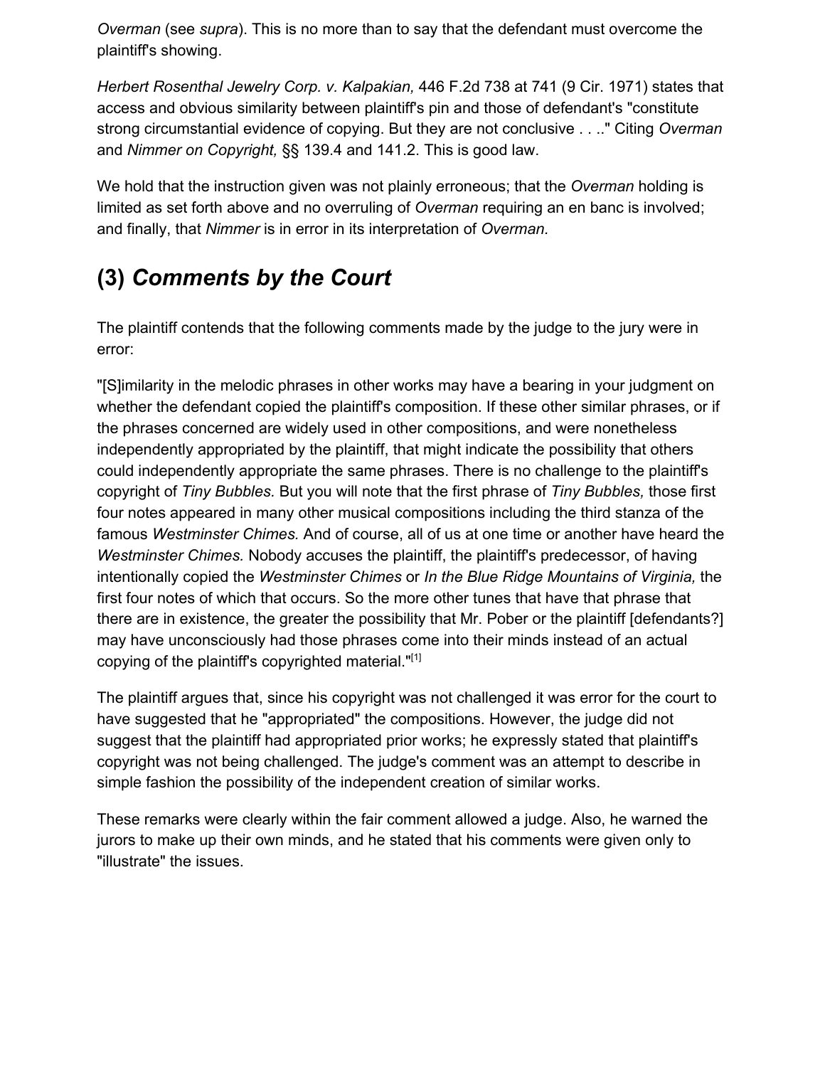*Overman* (see *supra*). This is no more than to say that the defendant must overcome the plaintiff's showing.

*Herbert Rosenthal Jewelry Corp. v. Kalpakian,* 446 F.2d 738 at 741 (9 Cir. 1971) states that access and obvious similarity between plaintiff's pin and those of defendant's "constitute strong circumstantial evidence of copying. But they are not conclusive . . .." Citing *Overman* and *Nimmer on Copyright,* §§ 139.4 and 141.2. This is good law.

We hold that the instruction given was not plainly erroneous; that the *Overman* holding is limited as set forth above and no overruling of *Overman* requiring an en banc is involved; and finally, that *Nimmer* is in error in its interpretation of *Overman.*

## (3) *Comments by the Court*

The plaintiff contends that the following comments made by the judge to the jury were in error:

"[S]imilarity in the melodic phrases in other works may have a bearing in your judgment on whether the defendant copied the plaintiff's composition. If these other similar phrases, or if the phrases concerned are widely used in other compositions, and were nonetheless independently appropriated by the plaintiff, that might indicate the possibility that others could independently appropriate the same phrases. There is no challenge to the plaintiff's copyright of *Tiny Bubbles.* But you will note that the first phrase of *Tiny Bubbles,* those first four notes appeared in many other musical compositions including the third stanza of the famous *Westminster Chimes.* And of course, all of us at one time or another have heard the *Westminster Chimes.* Nobody accuses the plaintiff, the plaintiff's predecessor, of having intentionally copied the *Westminster Chimes* or *In the Blue Ridge Mountains of Virginia,* the first four notes of which that occurs. So the more other tunes that have that phrase that there are in existence, the greater the possibility that Mr. Pober or the plaintiff [defendants?] may have unconsciously had those phrases come into their minds instead of an actual copying of the plaintiff's copyrighted material."[1]

The plaintiff argues that, since his copyright was not challenged it was error for the court to have suggested that he "appropriated" the compositions. However, the judge did not suggest that the plaintiff had appropriated prior works; he expressly stated that plaintiff's copyright was not being challenged. The judge's comment was an attempt to describe in simple fashion the possibility of the independent creation of similar works.

These remarks were clearly within the fair comment allowed a judge. Also, he warned the jurors to make up their own minds, and he stated that his comments were given only to "illustrate" the issues.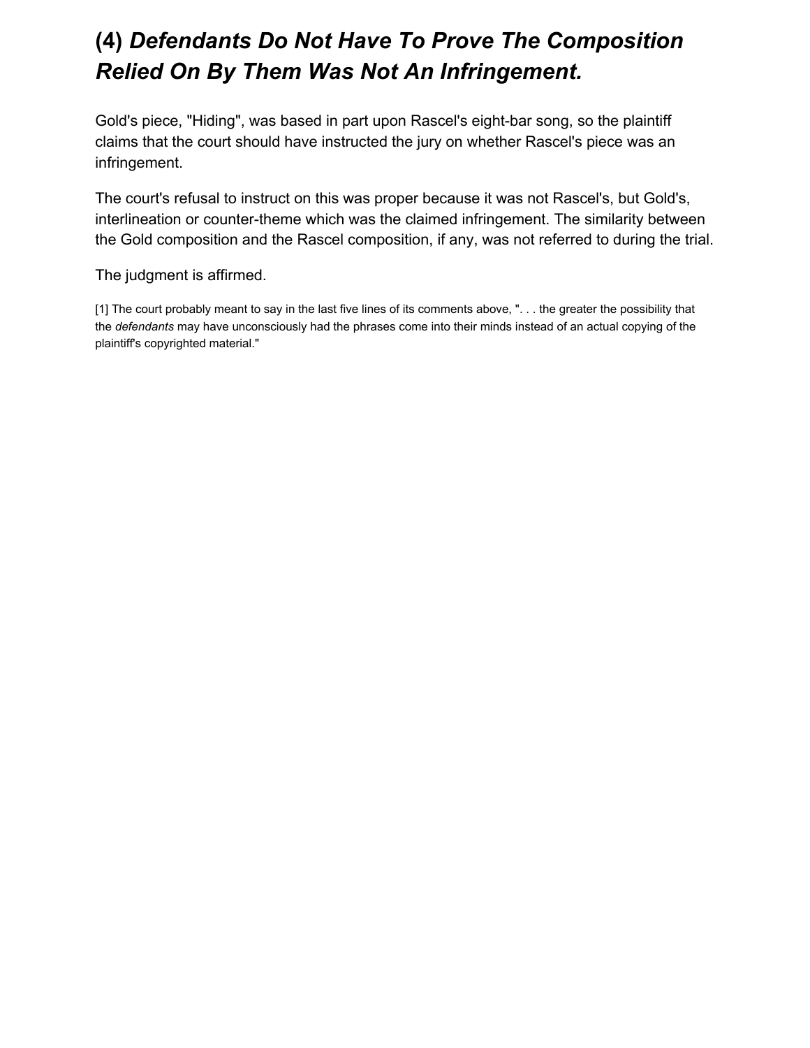## (4) *Defendants Do Not Have To Prove The Composition Relied On By Them Was Not An Infringement.*

Gold's piece, "Hiding", was based in part upon Rascel's eight-bar song, so the plaintiff claims that the court should have instructed the jury on whether Rascel's piece was an infringement.

The court's refusal to instruct on this was proper because it was not Rascel's, but Gold's, interlineation or counter-theme which was the claimed infringement. The similarity between the Gold composition and the Rascel composition, if any, was not referred to during the trial.

The judgment is affirmed.

[1] The court probably meant to say in the last five lines of its comments above, ". . . the greater the possibility that the *defendants* may have unconsciously had the phrases come into their minds instead of an actual copying of the plaintiff's copyrighted material."